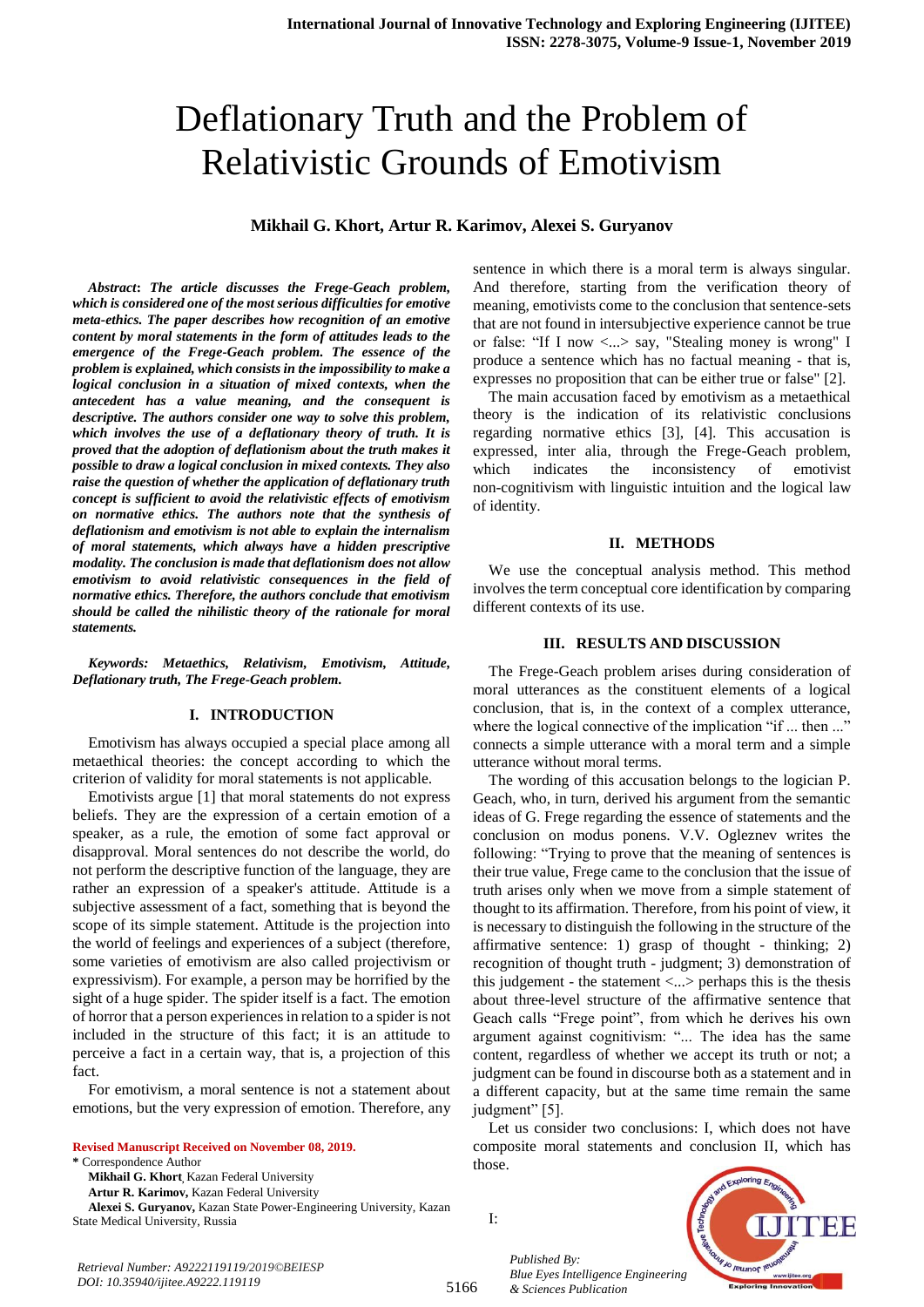# Deflationary Truth and the Problem of Relativistic Grounds of Emotivism

**Mikhail G. Khort, Artur R. Karimov, Alexei S. Guryanov**

***Abstract*: *The article discusses the Frege-Geach problem, which is considered one of the most serious difficulties for emotive meta-ethics. The paper describes how recognition of an emotive content by moral statements in the form of attitudes leads to the emergence of the Frege-Geach problem. The essence of the problem is explained, which consists in the impossibility to make a logical conclusion in a situation of mixed contexts, when the antecedent has a value meaning, and the consequent is descriptive. The authors consider one way to solve this problem, which involves the use of a deflationary theory of truth. It is proved that the adoption of deflationism about the truth makes it possible to draw a logical conclusion in mixed contexts. They also raise the question of whether the application of deflationary truth concept is sufficient to avoid the relativistic effects of emotivism on normative ethics. The authors note that the synthesis of deflationism and emotivism is not able to explain the internalism of moral statements, which always have a hidden prescriptive modality. The conclusion is made that deflationism does not allow emotivism to avoid relativistic consequences in the field of normative ethics. Therefore, the authors conclude that emotivism should be called the nihilistic theory of the rationale for moral statements.***

***Keywords: Metaethics, Relativism, Emotivism, Attitude, Deflationary truth, The Frege-Geach problem.***

## I. INTRODUCTION

Emotivism has always occupied a special place among all metaethical theories: the concept according to which the criterion of validity for moral statements is not applicable.

Emotivists argue [1] that moral statements do not express beliefs. They are the expression of a certain emotion of a speaker, as a rule, the emotion of some fact approval or disapproval. Moral sentences do not describe the world, do not perform the descriptive function of the language, they are rather an expression of a speaker's attitude. Attitude is a subjective assessment of a fact, something that is beyond the scope of its simple statement. Attitude is the projection into the world of feelings and experiences of a subject (therefore, some varieties of emotivism are also called projectivism or expressivism). For example, a person may be horrified by the sight of a huge spider. The spider itself is a fact. The emotion of horror that a person experiences in relation to a spider is not included in the structure of this fact; it is an attitude to perceive a fact in a certain way, that is, a projection of this fact.

For emotivism, a moral sentence is not a statement about emotions, but the very expression of emotion. Therefore, any sentence in which there is a moral term is always singular. And therefore, starting from the verification theory of meaning, emotivists come to the conclusion that sentence-sets that are not found in intersubjective experience cannot be true or false: "If I now <...> say, "Stealing money is wrong" I produce a sentence which has no factual meaning - that is, expresses no proposition that can be either true or false" [2].

The main accusation faced by emotivism as a metaethical theory is the indication of its relativistic conclusions regarding normative ethics [3], [4]. This accusation is expressed, inter alia, through the Frege-Geach problem, which indicates the inconsistency of emotivist non-cognitivism with linguistic intuition and the logical law of identity.

## II. METHODS

We use the conceptual analysis method. This method involves the term conceptual core identification by comparing different contexts of its use.

## III. RESULTS AND DISCUSSION

The Frege-Geach problem arises during consideration of moral utterances as the constituent elements of a logical conclusion, that is, in the context of a complex utterance, where the logical connective of the implication "if ... then ..." connects a simple utterance with a moral term and a simple utterance without moral terms.

The wording of this accusation belongs to the logician P. Geach, who, in turn, derived his argument from the semantic ideas of G. Frege regarding the essence of statements and the conclusion on modus ponens. V.V. Ogleznev writes the following: "Trying to prove that the meaning of sentences is their true value, Frege came to the conclusion that the issue of truth arises only when we move from a simple statement of thought to its affirmation. Therefore, from his point of view, it is necessary to distinguish the following in the structure of the affirmative sentence: 1) grasp of thought - thinking; 2) recognition of thought truth - judgment; 3) demonstration of this judgement - the statement <...> perhaps this is the thesis about three-level structure of the affirmative sentence that Geach calls "Frege point", from which he derives his own argument against cognitivism: "... The idea has the same content, regardless of whether we accept its truth or not; a judgment can be found in discourse both as a statement and in a different capacity, but at the same time remain the same judgment" [5].

Let us consider two conclusions: I, which does not have composite moral statements and conclusion II, which has those.

I:

Revised Manuscript Received on November 08, 2019.

\* Correspondence Author

**Mikhail G. Khort**, Kazan Federal University

**Artur R. Karimov,** Kazan Federal University

**Alexei S. Guryanov,** Kazan State Power-Engineering University, Kazan State Medical University, Russia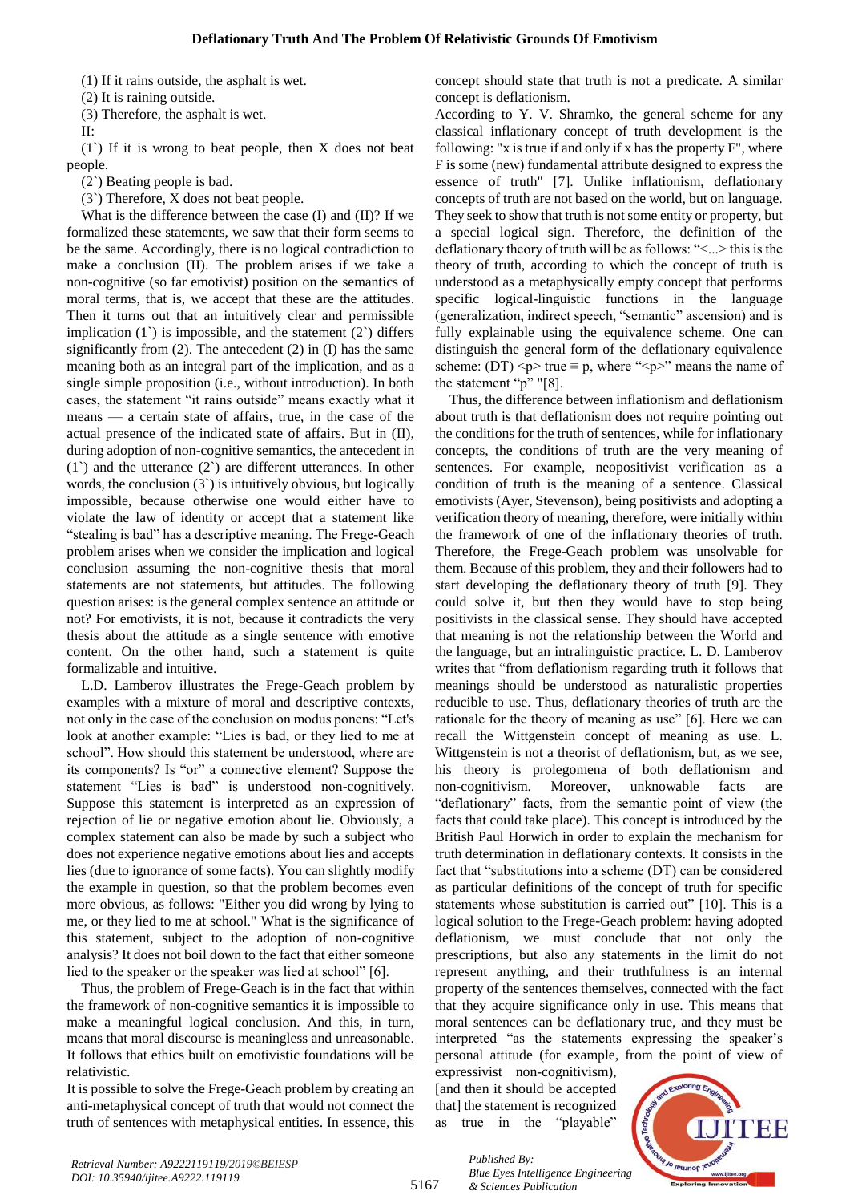(1) If it rains outside, the asphalt is wet.

(2) It is raining outside.

(3) Therefore, the asphalt is wet.

II:

(1`) If it is wrong to beat people, then X does not beat people.

(2`) Beating people is bad.

(3`) Therefore, X does not beat people.

What is the difference between the case (I) and (II)? If we formalized these statements, we saw that their form seems to be the same. Accordingly, there is no logical contradiction to make a conclusion (II). The problem arises if we take a non-cognitive (so far emotivist) position on the semantics of moral terms, that is, we accept that these are the attitudes. Then it turns out that an intuitively clear and permissible implication (1`) is impossible, and the statement (2`) differs significantly from (2). The antecedent (2) in (I) has the same meaning both as an integral part of the implication, and as a single simple proposition (i.e., without introduction). In both cases, the statement "it rains outside" means exactly what it means — a certain state of affairs, true, in the case of the actual presence of the indicated state of affairs. But in (II), during adoption of non-cognitive semantics, the antecedent in (1`) and the utterance (2`) are different utterances. In other words, the conclusion (3`) is intuitively obvious, but logically impossible, because otherwise one would either have to violate the law of identity or accept that a statement like "stealing is bad" has a descriptive meaning. The Frege-Geach problem arises when we consider the implication and logical conclusion assuming the non-cognitive thesis that moral statements are not statements, but attitudes. The following question arises: is the general complex sentence an attitude or not? For emotivists, it is not, because it contradicts the very thesis about the attitude as a single sentence with emotive content. On the other hand, such a statement is quite formalizable and intuitive.

L.D. Lamberov illustrates the Frege-Geach problem by examples with a mixture of moral and descriptive contexts, not only in the case of the conclusion on modus ponens: "Let's look at another example: "Lies is bad, or they lied to me at school". How should this statement be understood, where are its components? Is "or" a connective element? Suppose the statement "Lies is bad" is understood non-cognitively. Suppose this statement is interpreted as an expression of rejection of lie or negative emotion about lie. Obviously, a complex statement can also be made by such a subject who does not experience negative emotions about lies and accepts lies (due to ignorance of some facts). You can slightly modify the example in question, so that the problem becomes even more obvious, as follows: "Either you did wrong by lying to me, or they lied to me at school." What is the significance of this statement, subject to the adoption of non-cognitive analysis? It does not boil down to the fact that either someone lied to the speaker or the speaker was lied at school" [6].

Thus, the problem of Frege-Geach is in the fact that within the framework of non-cognitive semantics it is impossible to make a meaningful logical conclusion. And this, in turn, means that moral discourse is meaningless and unreasonable. It follows that ethics built on emotivistic foundations will be relativistic.

It is possible to solve the Frege-Geach problem by creating an anti-metaphysical concept of truth that would not connect the truth of sentences with metaphysical entities. In essence, this concept should state that truth is not a predicate. A similar concept is deflationism.

According to Y. V. Shramko, the general scheme for any classical inflationary concept of truth development is the following: "x is true if and only if x has the property F", where F is some (new) fundamental attribute designed to express the essence of truth" [7]. Unlike inflationism, deflationary concepts of truth are not based on the world, but on language. They seek to show that truth is not some entity or property, but a special logical sign. Therefore, the definition of the deflationary theory of truth will be as follows: "<...> this is the theory of truth, according to which the concept of truth is understood as a metaphysically empty concept that performs specific logical-linguistic functions in the language (generalization, indirect speech, "semantic" ascension) and is fully explainable using the equivalence scheme. One can distinguish the general form of the deflationary equivalence scheme: (DT) <p> true ≡ p, where "<p>" means the name of the statement "p" "[8].

Thus, the difference between inflationism and deflationism about truth is that deflationism does not require pointing out the conditions for the truth of sentences, while for inflationary concepts, the conditions of truth are the very meaning of sentences. For example, neopositivist verification as a condition of truth is the meaning of a sentence. Classical emotivists (Ayer, Stevenson), being positivists and adopting a verification theory of meaning, therefore, were initially within the framework of one of the inflationary theories of truth. Therefore, the Frege-Geach problem was unsolvable for them. Because of this problem, they and their followers had to start developing the deflationary theory of truth [9]. They could solve it, but then they would have to stop being positivists in the classical sense. They should have accepted that meaning is not the relationship between the World and the language, but an intralinguistic practice. L. D. Lamberov writes that "from deflationism regarding truth it follows that meanings should be understood as naturalistic properties reducible to use. Thus, deflationary theories of truth are the rationale for the theory of meaning as use" [6]. Here we can recall the Wittgenstein concept of meaning as use. L. Wittgenstein is not a theorist of deflationism, but, as we see, his theory is prolegomena of both deflationism and non-cognitivism. Moreover, unknowable facts are "deflationary" facts, from the semantic point of view (the facts that could take place). This concept is introduced by the British Paul Horwich in order to explain the mechanism for truth determination in deflationary contexts. It consists in the fact that "substitutions into a scheme (DT) can be considered as particular definitions of the concept of truth for specific statements whose substitution is carried out" [10]. This is a logical solution to the Frege-Geach problem: having adopted deflationism, we must conclude that not only the prescriptions, but also any statements in the limit do not represent anything, and their truthfulness is an internal property of the sentences themselves, connected with the fact that they acquire significance only in use. This means that moral sentences can be deflationary true, and they must be interpreted "as the statements expressing the speaker's personal attitude (for example, from the point of view of expressivist non-cognitivism), [and then it should be accepted that] the statement is recognized as true in the "playable"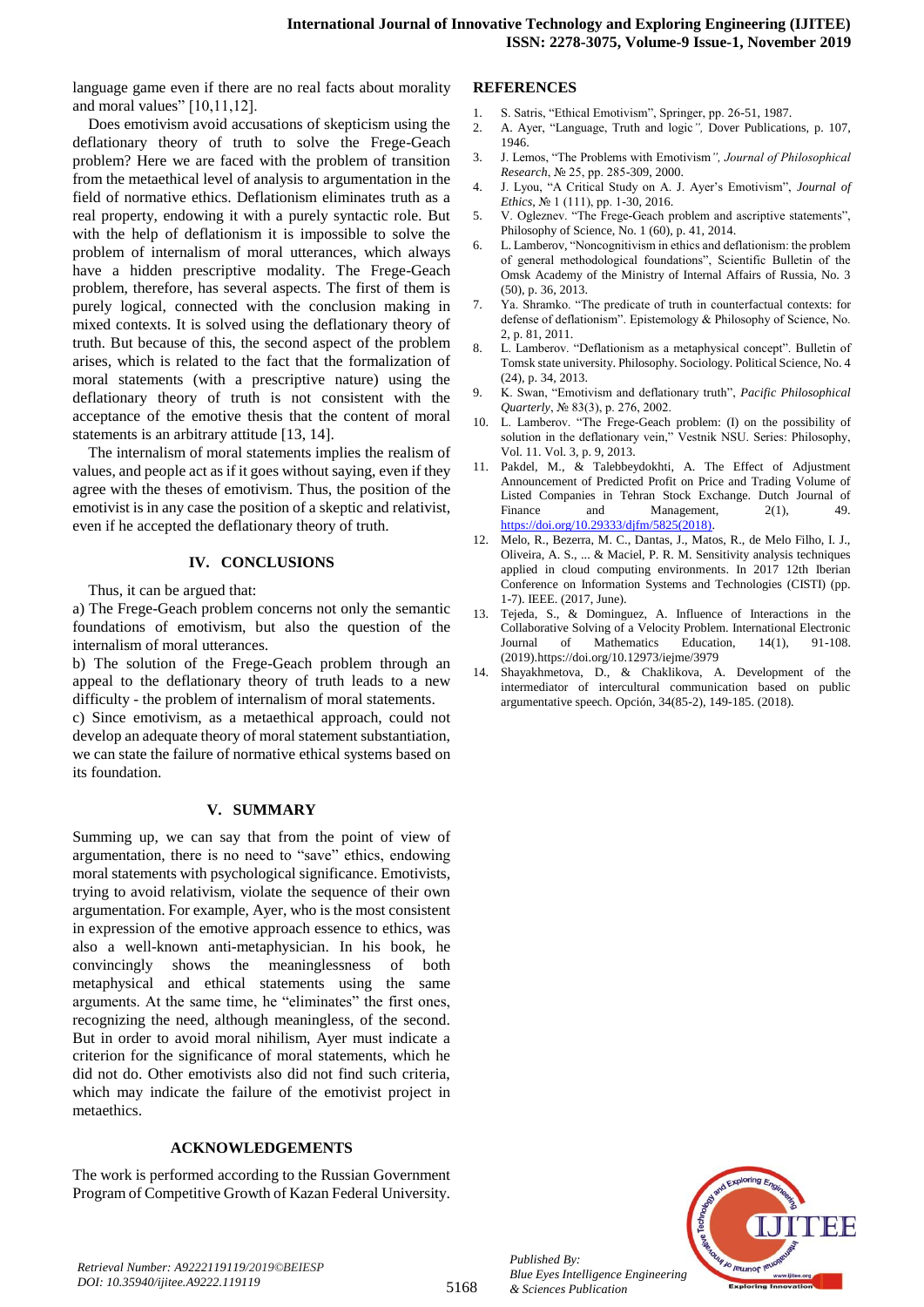language game even if there are no real facts about morality and moral values" [10,11,12].

Does emotivism avoid accusations of skepticism using the deflationary theory of truth to solve the Frege-Geach problem? Here we are faced with the problem of transition from the metaethical level of analysis to argumentation in the field of normative ethics. Deflationism eliminates truth as a real property, endowing it with a purely syntactic role. But with the help of deflationism it is impossible to solve the problem of internalism of moral utterances, which always have a hidden prescriptive modality. The Frege-Geach problem, therefore, has several aspects. The first of them is purely logical, connected with the conclusion making in mixed contexts. It is solved using the deflationary theory of truth. But because of this, the second aspect of the problem arises, which is related to the fact that the formalization of moral statements (with a prescriptive nature) using the deflationary theory of truth is not consistent with the acceptance of the emotive thesis that the content of moral statements is an arbitrary attitude [13, 14].

The internalism of moral statements implies the realism of values, and people act as if it goes without saying, even if they agree with the theses of emotivism. Thus, the position of the emotivist is in any case the position of a skeptic and relativist, even if he accepted the deflationary theory of truth.

## IV. CONCLUSIONS

Thus, it can be argued that:

a) The Frege-Geach problem concerns not only the semantic foundations of emotivism, but also the question of the internalism of moral utterances.

b) The solution of the Frege-Geach problem through an appeal to the deflationary theory of truth leads to a new difficulty - the problem of internalism of moral statements.

c) Since emotivism, as a metaethical approach, could not develop an adequate theory of moral statement substantiation, we can state the failure of normative ethical systems based on its foundation.

## V. SUMMARY

Summing up, we can say that from the point of view of argumentation, there is no need to "save" ethics, endowing moral statements with psychological significance. Emotivists, trying to avoid relativism, violate the sequence of their own argumentation. For example, Ayer, who is the most consistent in expression of the emotive approach essence to ethics, was also a well-known anti-metaphysician. In his book, he convincingly shows the meaninglessness of both metaphysical and ethical statements using the same arguments. At the same time, he "eliminates" the first ones, recognizing the need, although meaningless, of the second. But in order to avoid moral nihilism, Ayer must indicate a criterion for the significance of moral statements, which he did not do. Other emotivists also did not find such criteria, which may indicate the failure of the emotivist project in metaethics.

## ACKNOWLEDGEMENTS

The work is performed according to the Russian Government Program of Competitive Growth of Kazan Federal University.

## REFERENCES

1. S. Satris, "Ethical Emotivism", Springer, pp. 26-51, 1987.
2. A. Ayer, "Language, Truth and logic*",* Dover Publications, p. 107, 1946.
3. J. Lemos, "The Problems with Emotivism*", Journal of Philosophical Research*, № 25, pp. 285-309, 2000.
4. J. Lyou, "A Critical Study on A. J. Ayer's Emotivism", *Journal of Ethics*, № 1 (111), pp. 1-30, 2016.
5. V. Ogleznev. "The Frege-Geach problem and ascriptive statements", Philosophy of Science, No. 1 (60), p. 41, 2014.
6. L. Lamberov, "Noncognitivism in ethics and deflationism: the problem of general methodological foundations", Scientific Bulletin of the Omsk Academy of the Ministry of Internal Affairs of Russia, No. 3 (50), p. 36, 2013.
7. Ya. Shramko. "The predicate of truth in counterfactual contexts: for defense of deflationism". Epistemology & Philosophy of Science, No. 2, p. 81, 2011.
8. L. Lamberov. "Deflationism as a metaphysical concept". Bulletin of Tomsk state university. Philosophy. Sociology. Political Science, No. 4 (24), p. 34, 2013.
9. K. Swan, "Emotivism and deflationary truth", *Pacific Philosophical Quarterly*, № 83(3), p. 276, 2002.
10. L. Lamberov. "The Frege-Geach problem: (I) on the possibility of solution in the deflationary vein," Vestnik NSU. Series: Philosophy, Vol. 11. Vol. 3, p. 9, 2013.
11. Pakdel, M., & Talebbeydokhti, A. The Effect of Adjustment Announcement of Predicted Profit on Price and Trading Volume of Listed Companies in Tehran Stock Exchange. Dutch Journal of Finance and Management, 2(1), 49. https://doi.org/10.29333/djfm/5825(2018).
12. Melo, R., Bezerra, M. C., Dantas, J., Matos, R., de Melo Filho, I. J., Oliveira, A. S., ... & Maciel, P. R. M. Sensitivity analysis techniques applied in cloud computing environments. In 2017 12th Iberian Conference on Information Systems and Technologies (CISTI) (pp. 1-7). IEEE. (2017, June).
13. Tejeda, S., & Dominguez, A. Influence of Interactions in the Collaborative Solving of a Velocity Problem. International Electronic Journal of Mathematics Education, 14(1), 91-108. (2019).https://doi.org/10.12973/iejme/3979
14. Shayakhmetova, D., & Chaklikova, A. Development of the intermediator of intercultural communication based on public argumentative speech. Opción, 34(85-2), 149-185. (2018).